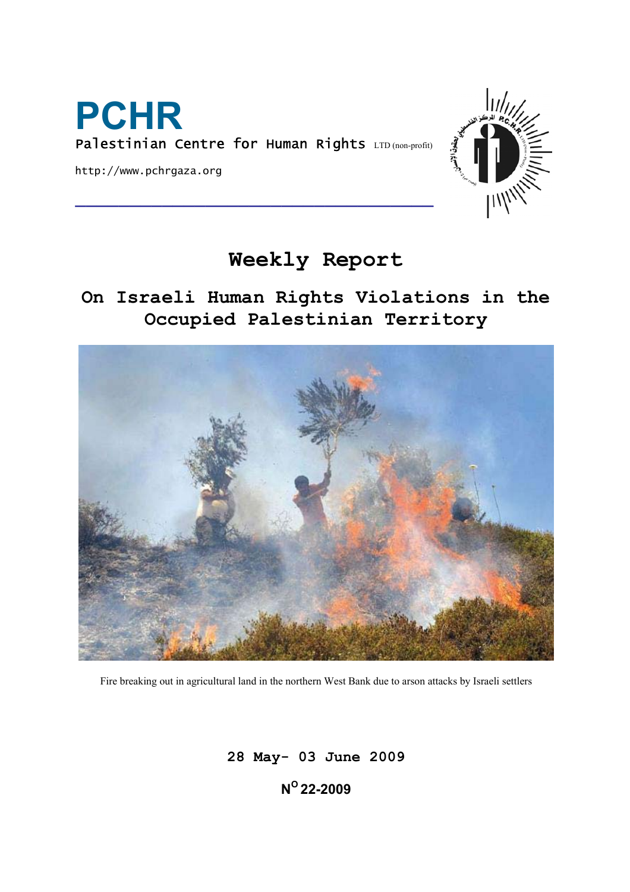# PCHR

Palestinian Centre for Human Rights LTD (non-profit)

http://www.pchrgaza.org

## Weekly Report

## On Israeli Human Rights Violations in the Occupied Palestinian Territory

Fire breaking out in agricultural land in the northern West Bank due to arson attacks by Israeli settlers

**28 May- 03 June 2009**

**N[O] 22-2009**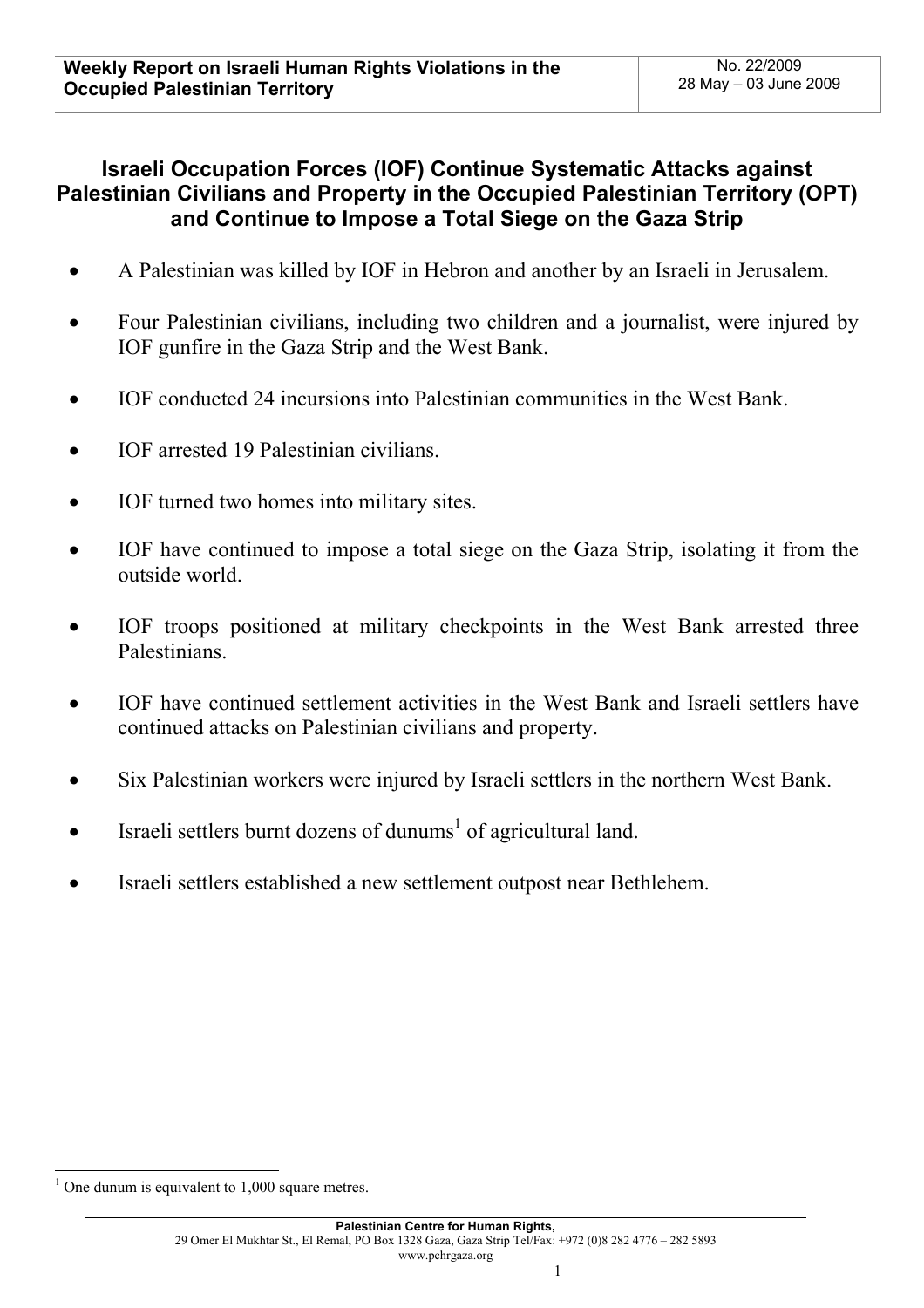Weekly Report on Israeli Human Rights Violations in the Occupied Palestinian Territory

No. 22/2009
28 May – 03 June 2009

## Israeli Occupation Forces (IOF) Continue Systematic Attacks against Palestinian Civilians and Property in the Occupied Palestinian Territory (OPT) and Continue to Impose a Total Siege on the Gaza Strip

- A Palestinian was killed by IOF in Hebron and another by an Israeli in Jerusalem.
- Four Palestinian civilians, including two children and a journalist, were injured by IOF gunfire in the Gaza Strip and the West Bank.
- IOF conducted 24 incursions into Palestinian communities in the West Bank.
- IOF arrested 19 Palestinian civilians.
- IOF turned two homes into military sites.
- IOF have continued to impose a total siege on the Gaza Strip, isolating it from the outside world.
- IOF troops positioned at military checkpoints in the West Bank arrested three Palestinians.
- IOF have continued settlement activities in the West Bank and Israeli settlers have continued attacks on Palestinian civilians and property.
- Six Palestinian workers were injured by Israeli settlers in the northern West Bank.
- Israeli settlers burnt dozens of dunums[1] of agricultural land.
- Israeli settlers established a new settlement outpost near Bethlehem.

[1] One dunum is equivalent to 1,000 square metres.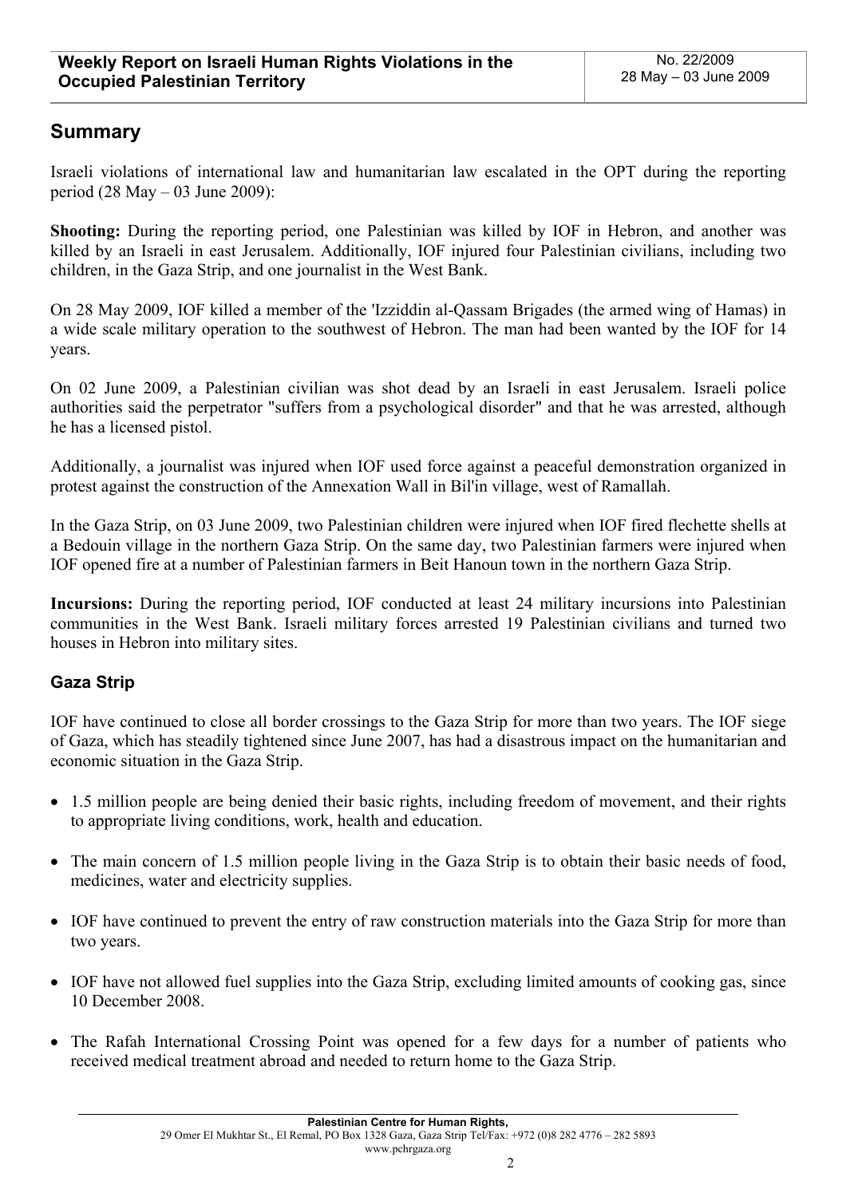## Summary

Israeli violations of international law and humanitarian law escalated in the OPT during the reporting period (28 May – 03 June 2009):

**Shooting:** During the reporting period, one Palestinian was killed by IOF in Hebron, and another was killed by an Israeli in east Jerusalem. Additionally, IOF injured four Palestinian civilians, including two children, in the Gaza Strip, and one journalist in the West Bank.

On 28 May 2009, IOF killed a member of the 'Izziddin al-Qassam Brigades (the armed wing of Hamas) in a wide scale military operation to the southwest of Hebron. The man had been wanted by the IOF for 14 years.

On 02 June 2009, a Palestinian civilian was shot dead by an Israeli in east Jerusalem. Israeli police authorities said the perpetrator "suffers from a psychological disorder" and that he was arrested, although he has a licensed pistol.

Additionally, a journalist was injured when IOF used force against a peaceful demonstration organized in protest against the construction of the Annexation Wall in Bil'in village, west of Ramallah.

In the Gaza Strip, on 03 June 2009, two Palestinian children were injured when IOF fired flechette shells at a Bedouin village in the northern Gaza Strip. On the same day, two Palestinian farmers were injured when IOF opened fire at a number of Palestinian farmers in Beit Hanoun town in the northern Gaza Strip.

**Incursions:** During the reporting period, IOF conducted at least 24 military incursions into Palestinian communities in the West Bank. Israeli military forces arrested 19 Palestinian civilians and turned two houses in Hebron into military sites.

### Gaza Strip

IOF have continued to close all border crossings to the Gaza Strip for more than two years. The IOF siege of Gaza, which has steadily tightened since June 2007, has had a disastrous impact on the humanitarian and economic situation in the Gaza Strip.

- 1.5 million people are being denied their basic rights, including freedom of movement, and their rights to appropriate living conditions, work, health and education.
- The main concern of 1.5 million people living in the Gaza Strip is to obtain their basic needs of food, medicines, water and electricity supplies.
- IOF have continued to prevent the entry of raw construction materials into the Gaza Strip for more than two years.
- IOF have not allowed fuel supplies into the Gaza Strip, excluding limited amounts of cooking gas, since 10 December 2008.
- The Rafah International Crossing Point was opened for a few days for a number of patients who received medical treatment abroad and needed to return home to the Gaza Strip.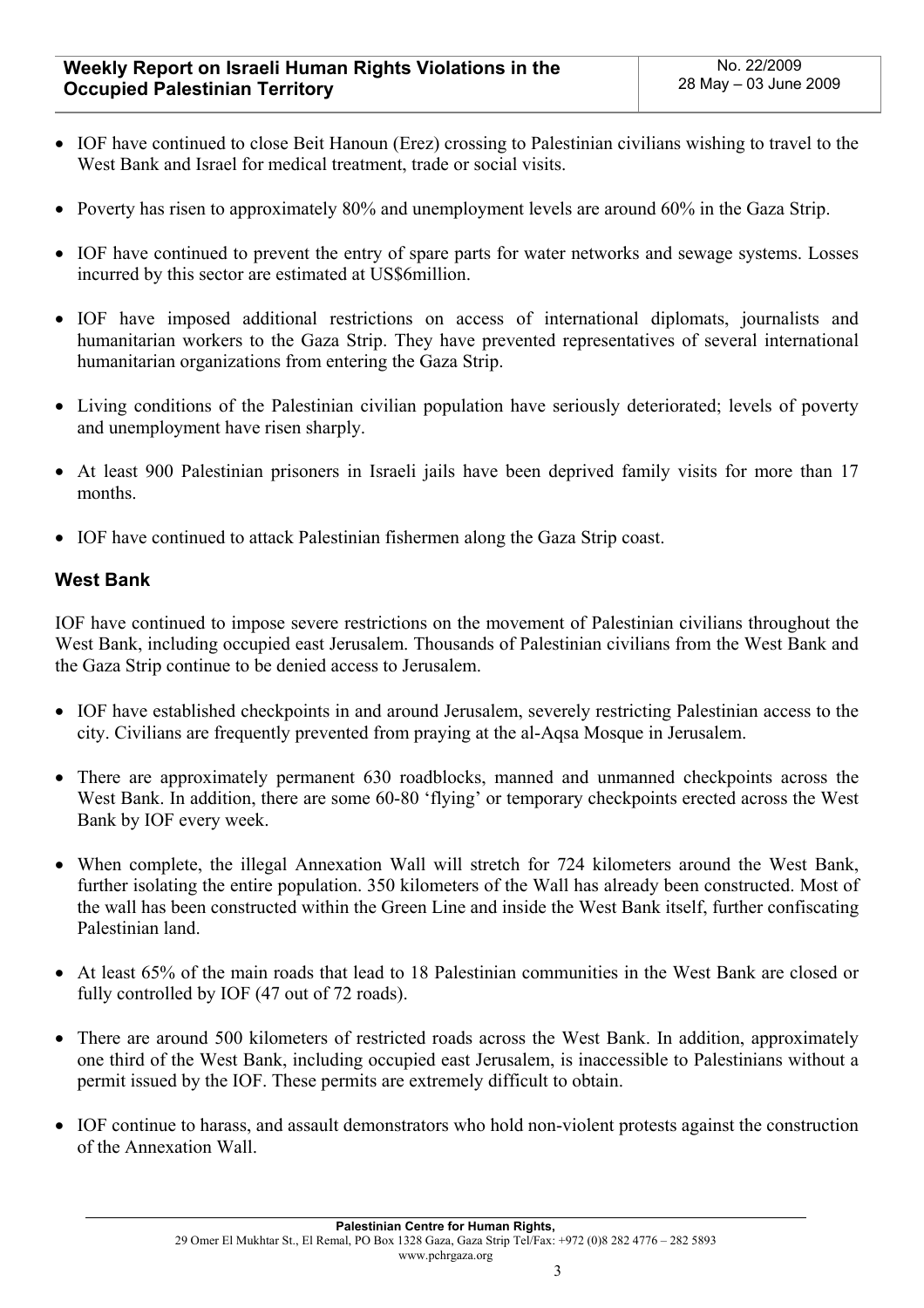- IOF have continued to close Beit Hanoun (Erez) crossing to Palestinian civilians wishing to travel to the West Bank and Israel for medical treatment, trade or social visits.

- Poverty has risen to approximately 80% and unemployment levels are around 60% in the Gaza Strip.

- IOF have continued to prevent the entry of spare parts for water networks and sewage systems. Losses incurred by this sector are estimated at US$6million.

- IOF have imposed additional restrictions on access of international diplomats, journalists and humanitarian workers to the Gaza Strip. They have prevented representatives of several international humanitarian organizations from entering the Gaza Strip.

- Living conditions of the Palestinian civilian population have seriously deteriorated; levels of poverty and unemployment have risen sharply.

- At least 900 Palestinian prisoners in Israeli jails have been deprived family visits for more than 17 months.

- IOF have continued to attack Palestinian fishermen along the Gaza Strip coast.

### West Bank

IOF have continued to impose severe restrictions on the movement of Palestinian civilians throughout the West Bank, including occupied east Jerusalem. Thousands of Palestinian civilians from the West Bank and the Gaza Strip continue to be denied access to Jerusalem.

- IOF have established checkpoints in and around Jerusalem, severely restricting Palestinian access to the city. Civilians are frequently prevented from praying at the al-Aqsa Mosque in Jerusalem.

- There are approximately permanent 630 roadblocks, manned and unmanned checkpoints across the West Bank. In addition, there are some 60-80 'flying' or temporary checkpoints erected across the West Bank by IOF every week.

- When complete, the illegal Annexation Wall will stretch for 724 kilometers around the West Bank, further isolating the entire population. 350 kilometers of the Wall has already been constructed. Most of the wall has been constructed within the Green Line and inside the West Bank itself, further confiscating Palestinian land.

- At least 65% of the main roads that lead to 18 Palestinian communities in the West Bank are closed or fully controlled by IOF (47 out of 72 roads).

- There are around 500 kilometers of restricted roads across the West Bank. In addition, approximately one third of the West Bank, including occupied east Jerusalem, is inaccessible to Palestinians without a permit issued by the IOF. These permits are extremely difficult to obtain.

- IOF continue to harass, and assault demonstrators who hold non-violent protests against the construction of the Annexation Wall.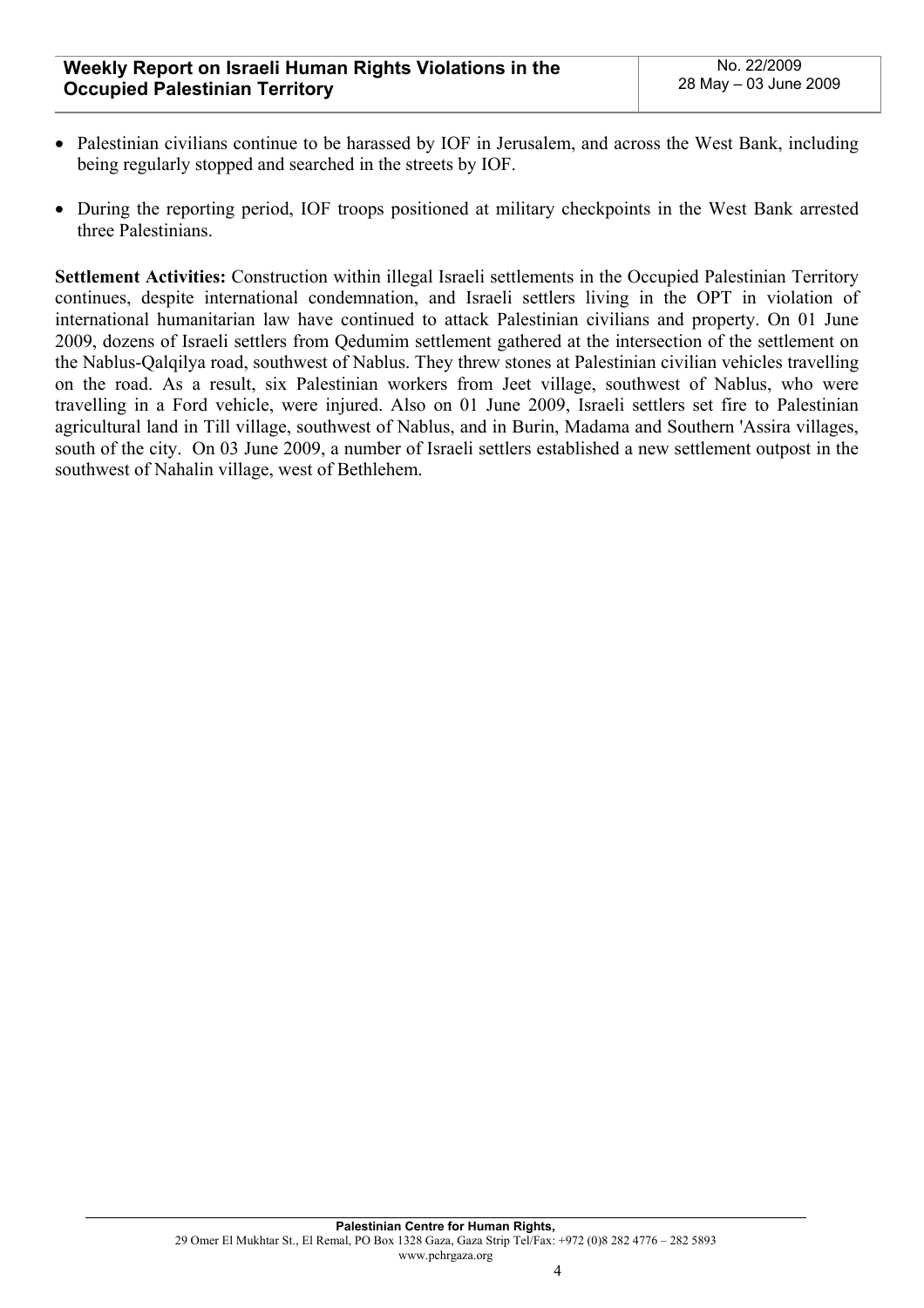- Palestinian civilians continue to be harassed by IOF in Jerusalem, and across the West Bank, including being regularly stopped and searched in the streets by IOF.

- During the reporting period, IOF troops positioned at military checkpoints in the West Bank arrested three Palestinians.

**Settlement Activities:** Construction within illegal Israeli settlements in the Occupied Palestinian Territory continues, despite international condemnation, and Israeli settlers living in the OPT in violation of international humanitarian law have continued to attack Palestinian civilians and property. On 01 June 2009, dozens of Israeli settlers from Qedumim settlement gathered at the intersection of the settlement on the Nablus-Qalqilya road, southwest of Nablus. They threw stones at Palestinian civilian vehicles travelling on the road. As a result, six Palestinian workers from Jeet village, southwest of Nablus, who were travelling in a Ford vehicle, were injured. Also on 01 June 2009, Israeli settlers set fire to Palestinian agricultural land in Till village, southwest of Nablus, and in Burin, Madama and Southern 'Assira villages, south of the city. On 03 June 2009, a number of Israeli settlers established a new settlement outpost in the southwest of Nahalin village, west of Bethlehem.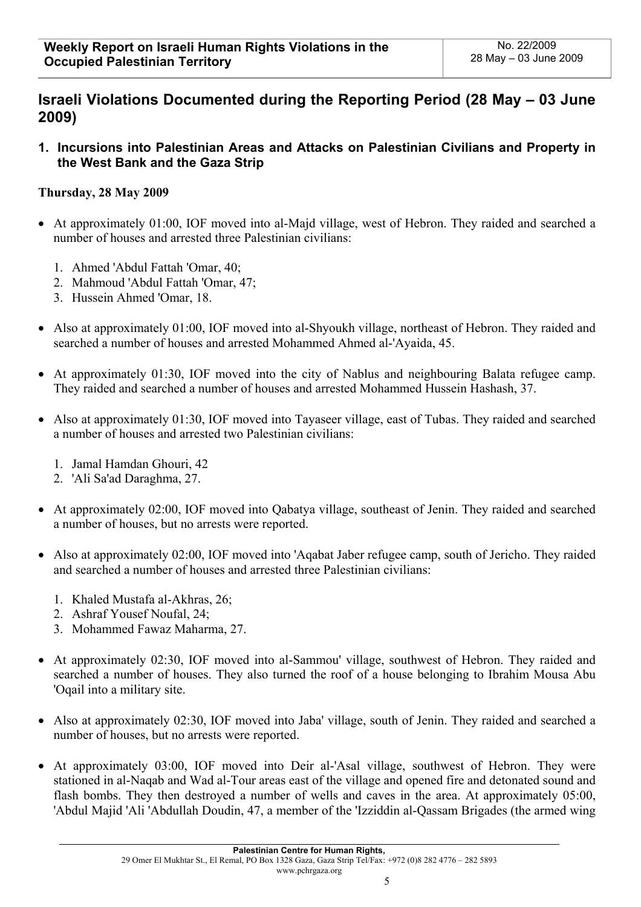## Israeli Violations Documented during the Reporting Period (28 May – 03 June 2009)

### 1. Incursions into Palestinian Areas and Attacks on Palestinian Civilians and Property in the West Bank and the Gaza Strip

**Thursday, 28 May 2009**

- At approximately 01:00, IOF moved into al-Majd village, west of Hebron. They raided and searched a number of houses and arrested three Palestinian civilians:
  1. Ahmed 'Abdul Fattah 'Omar, 40;
  2. Mahmoud 'Abdul Fattah 'Omar, 47;
  3. Hussein Ahmed 'Omar, 18.

- Also at approximately 01:00, IOF moved into al-Shyoukh village, northeast of Hebron. They raided and searched a number of houses and arrested Mohammed Ahmed al-'Ayaida, 45.

- At approximately 01:30, IOF moved into the city of Nablus and neighbouring Balata refugee camp. They raided and searched a number of houses and arrested Mohammed Hussein Hashash, 37.

- Also at approximately 01:30, IOF moved into Tayaseer village, east of Tubas. They raided and searched a number of houses and arrested two Palestinian civilians:
  1. Jamal Hamdan Ghouri, 42
  2. 'Ali Sa'ad Daraghma, 27.

- At approximately 02:00, IOF moved into Qabatya village, southeast of Jenin. They raided and searched a number of houses, but no arrests were reported.

- Also at approximately 02:00, IOF moved into 'Aqabat Jaber refugee camp, south of Jericho. They raided and searched a number of houses and arrested three Palestinian civilians:
  1. Khaled Mustafa al-Akhras, 26;
  2. Ashraf Yousef Noufal, 24;
  3. Mohammed Fawaz Maharma, 27.

- At approximately 02:30, IOF moved into al-Sammou' village, southwest of Hebron. They raided and searched a number of houses. They also turned the roof of a house belonging to Ibrahim Mousa Abu 'Oqail into a military site.

- Also at approximately 02:30, IOF moved into Jaba' village, south of Jenin. They raided and searched a number of houses, but no arrests were reported.

- At approximately 03:00, IOF moved into Deir al-'Asal village, southwest of Hebron. They were stationed in al-Naqab and Wad al-Tour areas east of the village and opened fire and detonated sound and flash bombs. They then destroyed a number of wells and caves in the area. At approximately 05:00, 'Abdul Majid 'Ali 'Abdullah Doudin, 47, a member of the 'Izziddin al-Qassam Brigades (the armed wing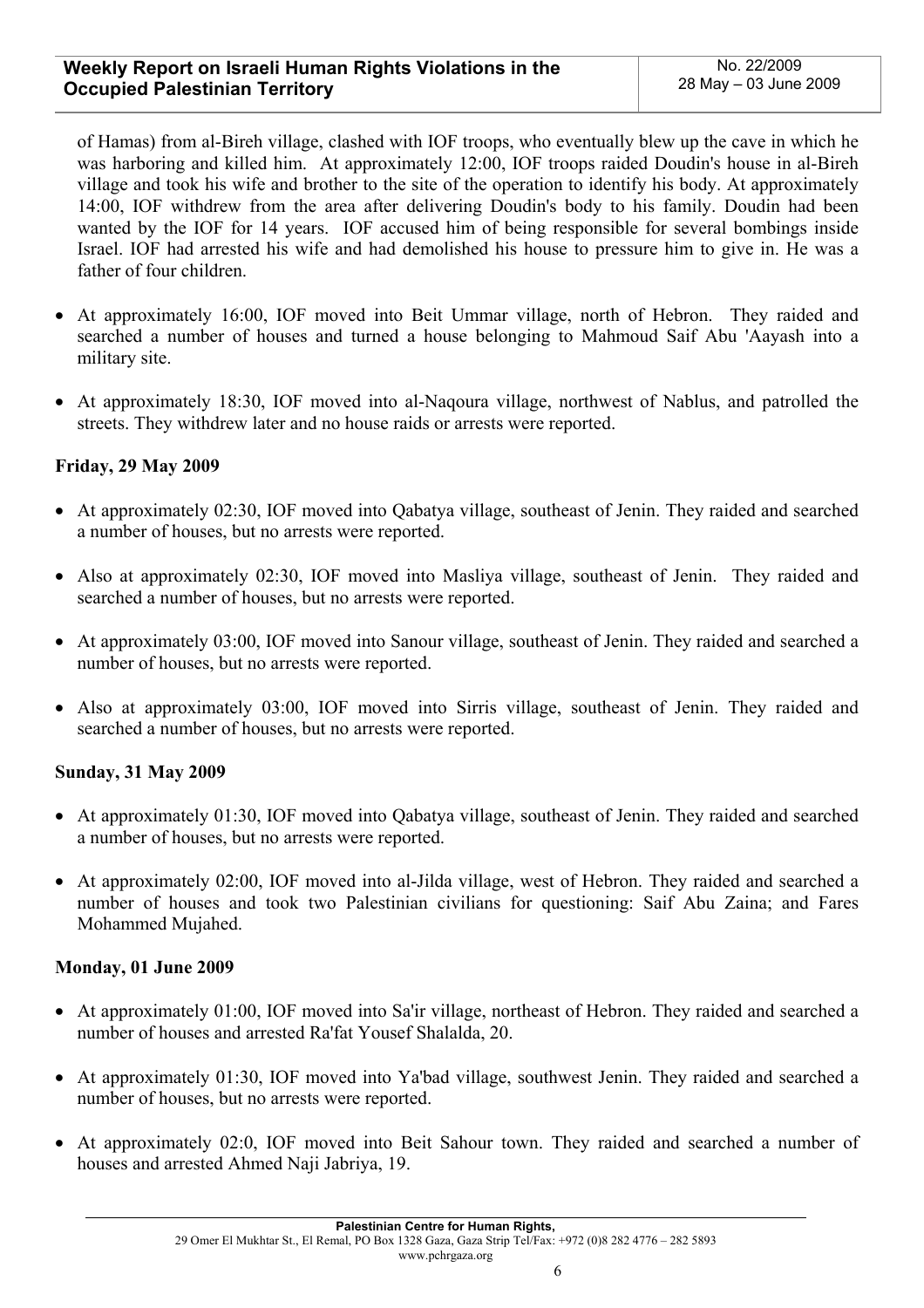of Hamas) from al-Bireh village, clashed with IOF troops, who eventually blew up the cave in which he was harboring and killed him. At approximately 12:00, IOF troops raided Doudin's house in al-Bireh village and took his wife and brother to the site of the operation to identify his body. At approximately 14:00, IOF withdrew from the area after delivering Doudin's body to his family. Doudin had been wanted by the IOF for 14 years. IOF accused him of being responsible for several bombings inside Israel. IOF had arrested his wife and had demolished his house to pressure him to give in. He was a father of four children.

- At approximately 16:00, IOF moved into Beit Ummar village, north of Hebron. They raided and searched a number of houses and turned a house belonging to Mahmoud Saif Abu 'Aayash into a military site.
- At approximately 18:30, IOF moved into al-Naqoura village, northwest of Nablus, and patrolled the streets. They withdrew later and no house raids or arrests were reported.

**Friday, 29 May 2009**

- At approximately 02:30, IOF moved into Qabatya village, southeast of Jenin. They raided and searched a number of houses, but no arrests were reported.
- Also at approximately 02:30, IOF moved into Masliya village, southeast of Jenin. They raided and searched a number of houses, but no arrests were reported.
- At approximately 03:00, IOF moved into Sanour village, southeast of Jenin. They raided and searched a number of houses, but no arrests were reported.
- Also at approximately 03:00, IOF moved into Sirris village, southeast of Jenin. They raided and searched a number of houses, but no arrests were reported.

**Sunday, 31 May 2009**

- At approximately 01:30, IOF moved into Qabatya village, southeast of Jenin. They raided and searched a number of houses, but no arrests were reported.
- At approximately 02:00, IOF moved into al-Jilda village, west of Hebron. They raided and searched a number of houses and took two Palestinian civilians for questioning: Saif Abu Zaina; and Fares Mohammed Mujahed.

**Monday, 01 June 2009**

- At approximately 01:00, IOF moved into Sa'ir village, northeast of Hebron. They raided and searched a number of houses and arrested Ra'fat Yousef Shalalda, 20.
- At approximately 01:30, IOF moved into Ya'bad village, southwest Jenin. They raided and searched a number of houses, but no arrests were reported.
- At approximately 02:0, IOF moved into Beit Sahour town. They raided and searched a number of houses and arrested Ahmed Naji Jabriya, 19.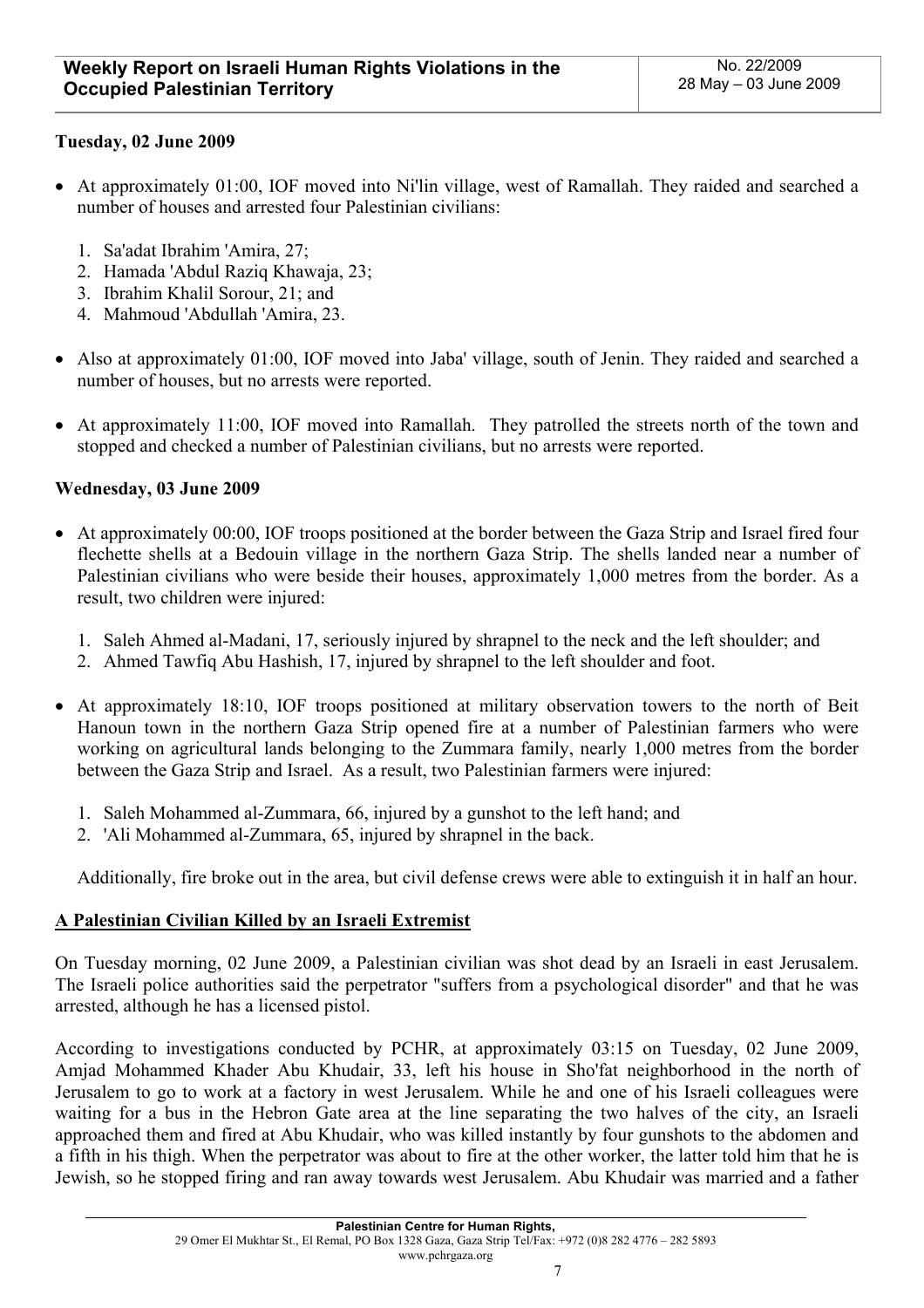**Tuesday, 02 June 2009**

- At approximately 01:00, IOF moved into Ni'lin village, west of Ramallah. They raided and searched a number of houses and arrested four Palestinian civilians:

  1. Sa'adat Ibrahim 'Amira, 27;
  2. Hamada 'Abdul Raziq Khawaja, 23;
  3. Ibrahim Khalil Sorour, 21; and
  4. Mahmoud 'Abdullah 'Amira, 23.

- Also at approximately 01:00, IOF moved into Jaba' village, south of Jenin. They raided and searched a number of houses, but no arrests were reported.

- At approximately 11:00, IOF moved into Ramallah. They patrolled the streets north of the town and stopped and checked a number of Palestinian civilians, but no arrests were reported.

**Wednesday, 03 June 2009**

- At approximately 00:00, IOF troops positioned at the border between the Gaza Strip and Israel fired four flechette shells at a Bedouin village in the northern Gaza Strip. The shells landed near a number of Palestinian civilians who were beside their houses, approximately 1,000 metres from the border. As a result, two children were injured:

  1. Saleh Ahmed al-Madani, 17, seriously injured by shrapnel to the neck and the left shoulder; and
  2. Ahmed Tawfiq Abu Hashish, 17, injured by shrapnel to the left shoulder and foot.

- At approximately 18:10, IOF troops positioned at military observation towers to the north of Beit Hanoun town in the northern Gaza Strip opened fire at a number of Palestinian farmers who were working on agricultural lands belonging to the Zummara family, nearly 1,000 metres from the border between the Gaza Strip and Israel. As a result, two Palestinian farmers were injured:

  1. Saleh Mohammed al-Zummara, 66, injured by a gunshot to the left hand; and
  2. 'Ali Mohammed al-Zummara, 65, injured by shrapnel in the back.

  Additionally, fire broke out in the area, but civil defense crews were able to extinguish it in half an hour.

**A Palestinian Civilian Killed by an Israeli Extremist**

On Tuesday morning, 02 June 2009, a Palestinian civilian was shot dead by an Israeli in east Jerusalem. The Israeli police authorities said the perpetrator "suffers from a psychological disorder" and that he was arrested, although he has a licensed pistol.

According to investigations conducted by PCHR, at approximately 03:15 on Tuesday, 02 June 2009, Amjad Mohammed Khader Abu Khudair, 33, left his house in Sho'fat neighborhood in the north of Jerusalem to go to work at a factory in west Jerusalem. While he and one of his Israeli colleagues were waiting for a bus in the Hebron Gate area at the line separating the two halves of the city, an Israeli approached them and fired at Abu Khudair, who was killed instantly by four gunshots to the abdomen and a fifth in his thigh. When the perpetrator was about to fire at the other worker, the latter told him that he is Jewish, so he stopped firing and ran away towards west Jerusalem. Abu Khudair was married and a father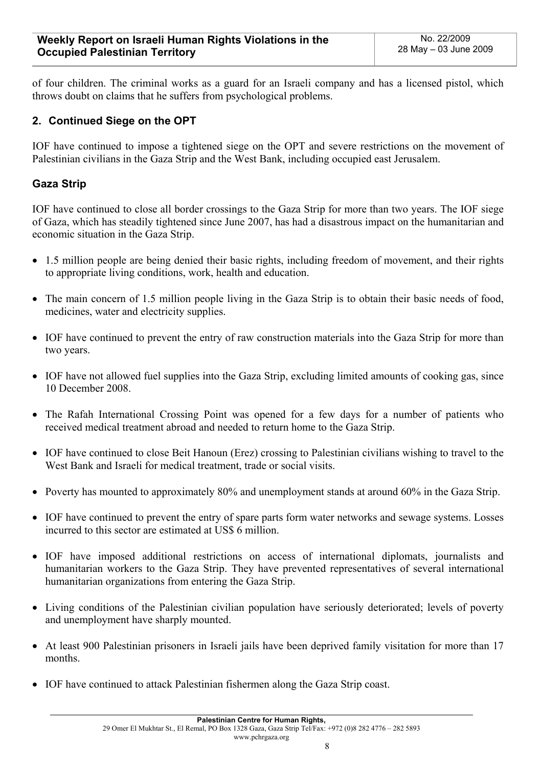of four children. The criminal works as a guard for an Israeli company and has a licensed pistol, which throws doubt on claims that he suffers from psychological problems.

## 2. Continued Siege on the OPT

IOF have continued to impose a tightened siege on the OPT and severe restrictions on the movement of Palestinian civilians in the Gaza Strip and the West Bank, including occupied east Jerusalem.

### Gaza Strip

IOF have continued to close all border crossings to the Gaza Strip for more than two years. The IOF siege of Gaza, which has steadily tightened since June 2007, has had a disastrous impact on the humanitarian and economic situation in the Gaza Strip.

- 1.5 million people are being denied their basic rights, including freedom of movement, and their rights to appropriate living conditions, work, health and education.
- The main concern of 1.5 million people living in the Gaza Strip is to obtain their basic needs of food, medicines, water and electricity supplies.
- IOF have continued to prevent the entry of raw construction materials into the Gaza Strip for more than two years.
- IOF have not allowed fuel supplies into the Gaza Strip, excluding limited amounts of cooking gas, since 10 December 2008.
- The Rafah International Crossing Point was opened for a few days for a number of patients who received medical treatment abroad and needed to return home to the Gaza Strip.
- IOF have continued to close Beit Hanoun (Erez) crossing to Palestinian civilians wishing to travel to the West Bank and Israeli for medical treatment, trade or social visits.
- Poverty has mounted to approximately 80% and unemployment stands at around 60% in the Gaza Strip.
- IOF have continued to prevent the entry of spare parts form water networks and sewage systems. Losses incurred to this sector are estimated at US$ 6 million.
- IOF have imposed additional restrictions on access of international diplomats, journalists and humanitarian workers to the Gaza Strip. They have prevented representatives of several international humanitarian organizations from entering the Gaza Strip.
- Living conditions of the Palestinian civilian population have seriously deteriorated; levels of poverty and unemployment have sharply mounted.
- At least 900 Palestinian prisoners in Israeli jails have been deprived family visitation for more than 17 months.
- IOF have continued to attack Palestinian fishermen along the Gaza Strip coast.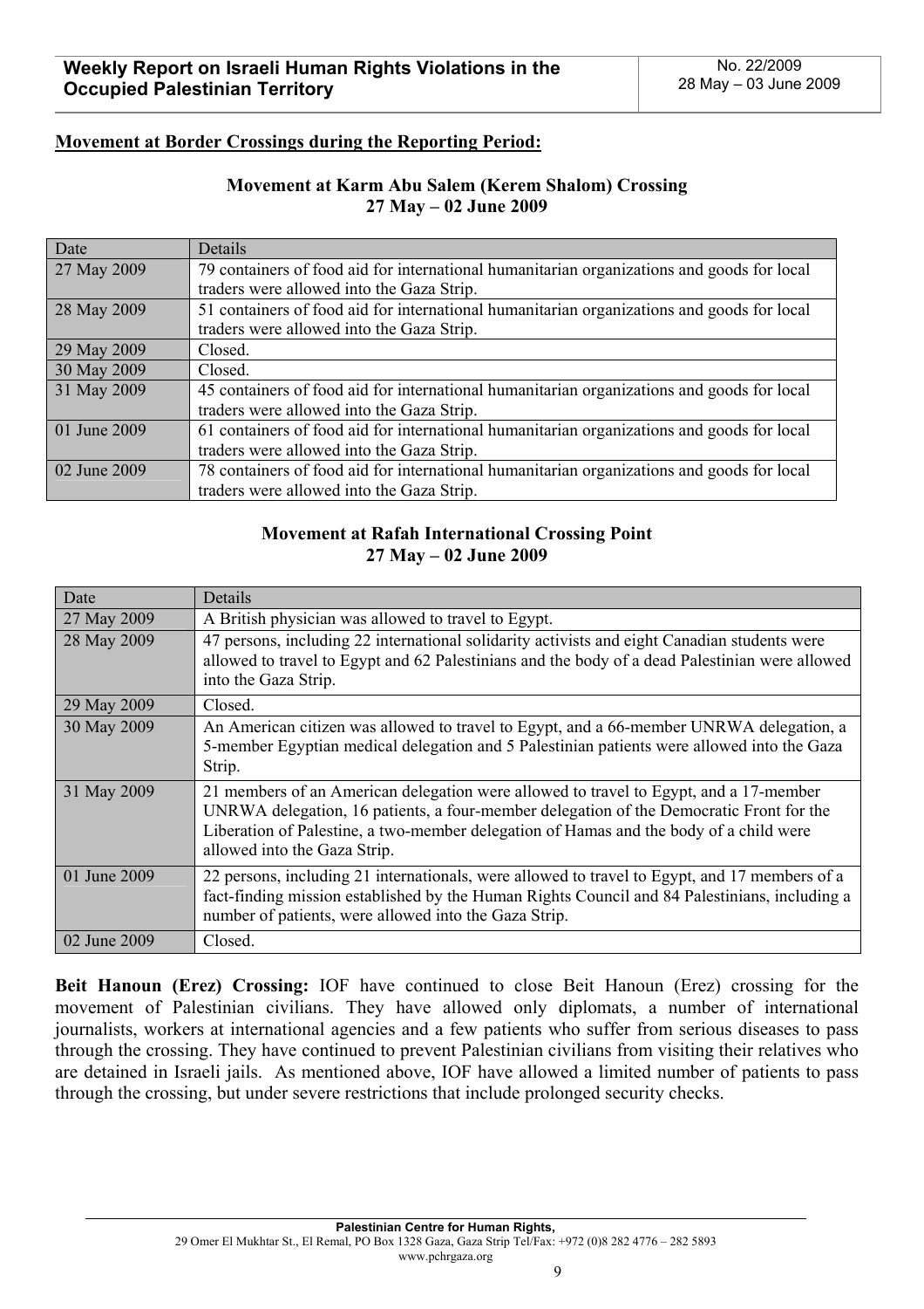**Movement at Border Crossings during the Reporting Period:**

**Movement at Karm Abu Salem (Kerem Shalom) Crossing**
**27 May – 02 June 2009**

| Date | Details |
|---|---|
| 27 May 2009 | 79 containers of food aid for international humanitarian organizations and goods for local traders were allowed into the Gaza Strip. |
| 28 May 2009 | 51 containers of food aid for international humanitarian organizations and goods for local traders were allowed into the Gaza Strip. |
| 29 May 2009 | Closed. |
| 30 May 2009 | Closed. |
| 31 May 2009 | 45 containers of food aid for international humanitarian organizations and goods for local traders were allowed into the Gaza Strip. |
| 01 June 2009 | 61 containers of food aid for international humanitarian organizations and goods for local traders were allowed into the Gaza Strip. |
| 02 June 2009 | 78 containers of food aid for international humanitarian organizations and goods for local traders were allowed into the Gaza Strip. |

**Movement at Rafah International Crossing Point**
**27 May – 02 June 2009**

| Date | Details |
|---|---|
| 27 May 2009 | A British physician was allowed to travel to Egypt. |
| 28 May 2009 | 47 persons, including 22 international solidarity activists and eight Canadian students were allowed to travel to Egypt and 62 Palestinians and the body of a dead Palestinian were allowed into the Gaza Strip. |
| 29 May 2009 | Closed. |
| 30 May 2009 | An American citizen was allowed to travel to Egypt, and a 66-member UNRWA delegation, a 5-member Egyptian medical delegation and 5 Palestinian patients were allowed into the Gaza Strip. |
| 31 May 2009 | 21 members of an American delegation were allowed to travel to Egypt, and a 17-member UNRWA delegation, 16 patients, a four-member delegation of the Democratic Front for the Liberation of Palestine, a two-member delegation of Hamas and the body of a child were allowed into the Gaza Strip. |
| 01 June 2009 | 22 persons, including 21 internationals, were allowed to travel to Egypt, and 17 members of a fact-finding mission established by the Human Rights Council and 84 Palestinians, including a number of patients, were allowed into the Gaza Strip. |
| 02 June 2009 | Closed. |

**Beit Hanoun (Erez) Crossing:** IOF have continued to close Beit Hanoun (Erez) crossing for the movement of Palestinian civilians. They have allowed only diplomats, a number of international journalists, workers at international agencies and a few patients who suffer from serious diseases to pass through the crossing. They have continued to prevent Palestinian civilians from visiting their relatives who are detained in Israeli jails. As mentioned above, IOF have allowed a limited number of patients to pass through the crossing, but under severe restrictions that include prolonged security checks.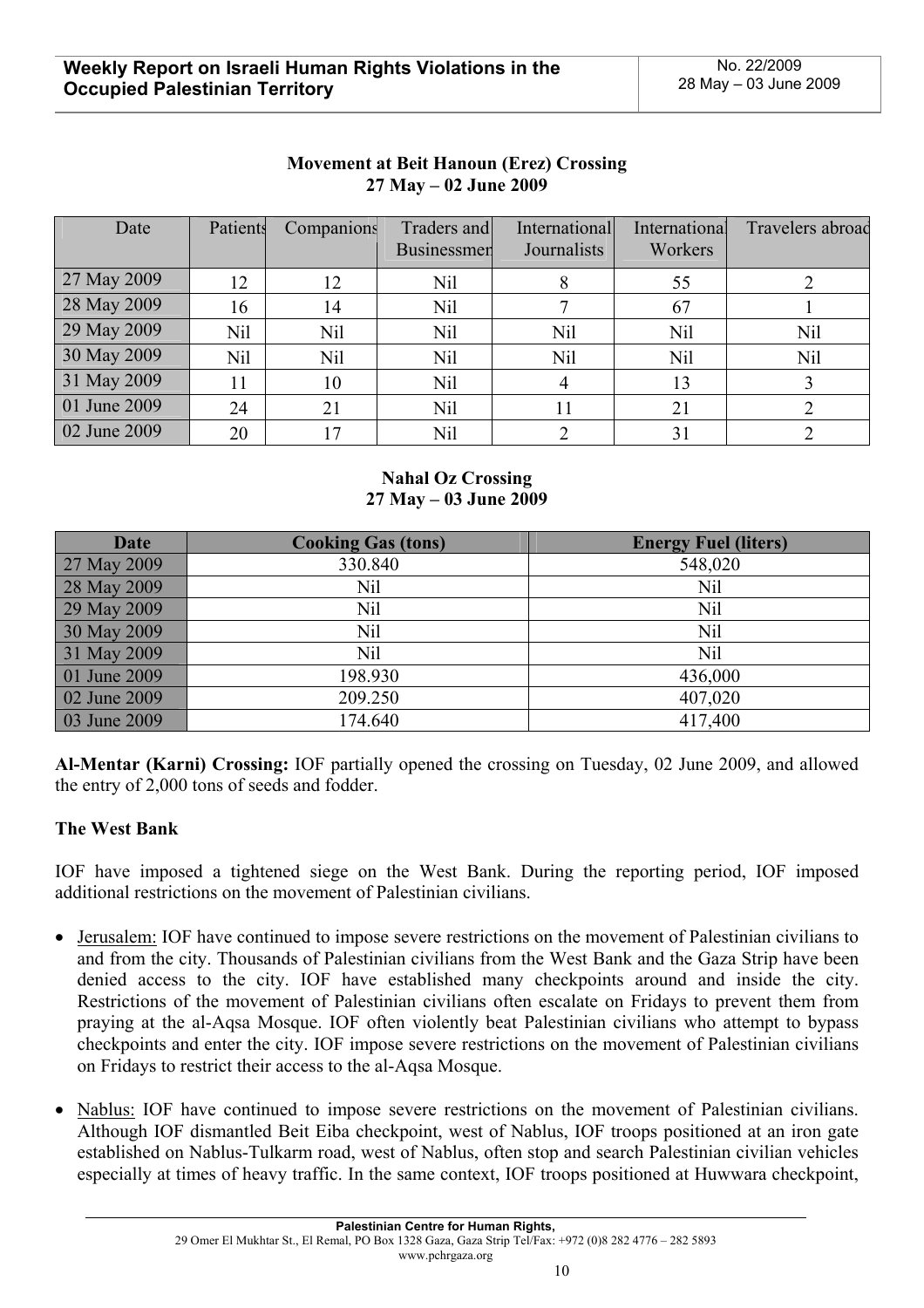**Movement at Beit Hanoun (Erez) Crossing**
**27 May – 02 June 2009**

| Date | Patients | Companions | Traders and Businessmen | International Journalists | International Workers | Travelers abroad |
|---|---|---|---|---|---|---|
| 27 May 2009 | 12 | 12 | Nil | 8 | 55 | 2 |
| 28 May 2009 | 16 | 14 | Nil | 7 | 67 | 1 |
| 29 May 2009 | Nil | Nil | Nil | Nil | Nil | Nil |
| 30 May 2009 | Nil | Nil | Nil | Nil | Nil | Nil |
| 31 May 2009 | 11 | 10 | Nil | 4 | 13 | 3 |
| 01 June 2009 | 24 | 21 | Nil | 11 | 21 | 2 |
| 02 June 2009 | 20 | 17 | Nil | 2 | 31 | 2 |

**Nahal Oz Crossing**
**27 May – 03 June 2009**

| Date | Cooking Gas (tons) | Energy Fuel (liters) |
|---|---|---|
| 27 May 2009 | 330.840 | 548,020 |
| 28 May 2009 | Nil | Nil |
| 29 May 2009 | Nil | Nil |
| 30 May 2009 | Nil | Nil |
| 31 May 2009 | Nil | Nil |
| 01 June 2009 | 198.930 | 436,000 |
| 02 June 2009 | 209.250 | 407,020 |
| 03 June 2009 | 174.640 | 417,400 |

**Al-Mentar (Karni) Crossing:** IOF partially opened the crossing on Tuesday, 02 June 2009, and allowed the entry of 2,000 tons of seeds and fodder.

**The West Bank**

IOF have imposed a tightened siege on the West Bank. During the reporting period, IOF imposed additional restrictions on the movement of Palestinian civilians.

- Jerusalem: IOF have continued to impose severe restrictions on the movement of Palestinian civilians to and from the city. Thousands of Palestinian civilians from the West Bank and the Gaza Strip have been denied access to the city. IOF have established many checkpoints around and inside the city. Restrictions of the movement of Palestinian civilians often escalate on Fridays to prevent them from praying at the al-Aqsa Mosque. IOF often violently beat Palestinian civilians who attempt to bypass checkpoints and enter the city. IOF impose severe restrictions on the movement of Palestinian civilians on Fridays to restrict their access to the al-Aqsa Mosque.

- Nablus: IOF have continued to impose severe restrictions on the movement of Palestinian civilians. Although IOF dismantled Beit Eiba checkpoint, west of Nablus, IOF troops positioned at an iron gate established on Nablus-Tulkarm road, west of Nablus, often stop and search Palestinian civilian vehicles especially at times of heavy traffic. In the same context, IOF troops positioned at Huwwara checkpoint,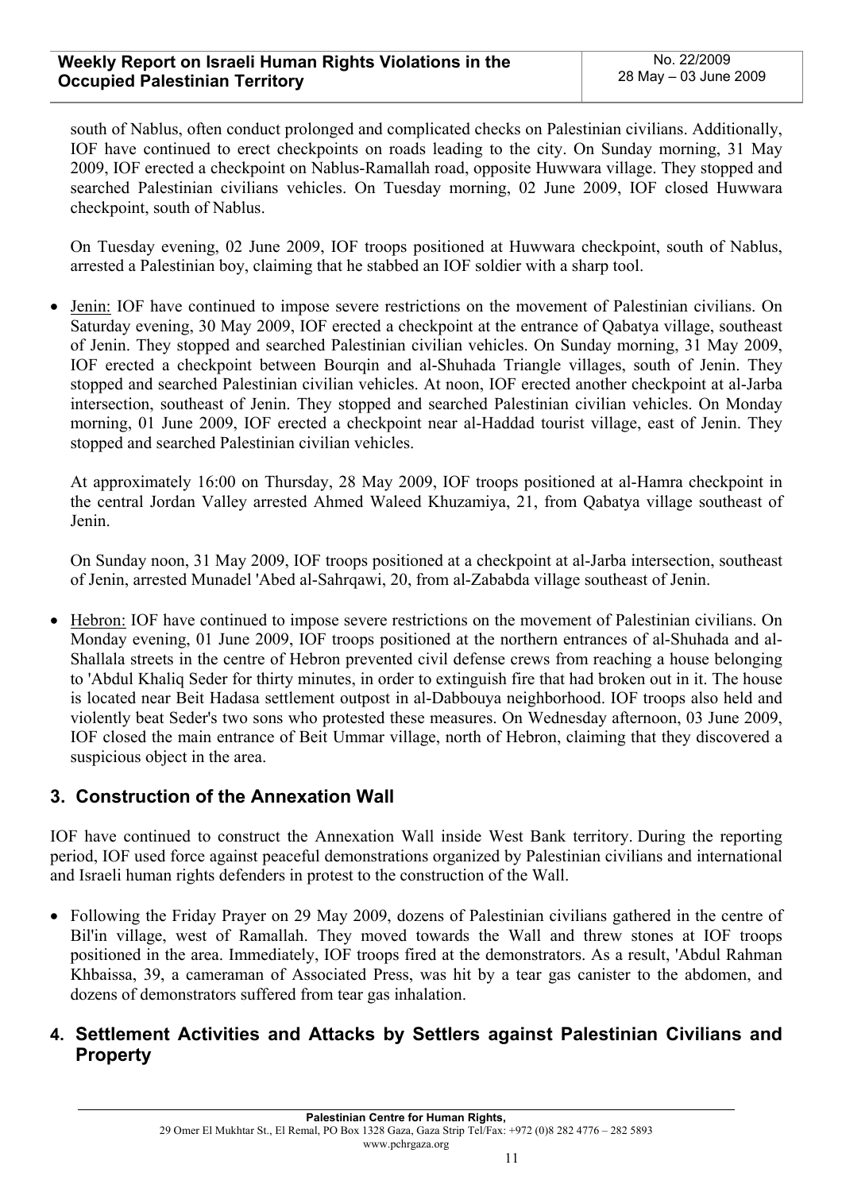south of Nablus, often conduct prolonged and complicated checks on Palestinian civilians. Additionally, IOF have continued to erect checkpoints on roads leading to the city. On Sunday morning, 31 May 2009, IOF erected a checkpoint on Nablus-Ramallah road, opposite Huwwara village. They stopped and searched Palestinian civilians vehicles. On Tuesday morning, 02 June 2009, IOF closed Huwwara checkpoint, south of Nablus.

On Tuesday evening, 02 June 2009, IOF troops positioned at Huwwara checkpoint, south of Nablus, arrested a Palestinian boy, claiming that he stabbed an IOF soldier with a sharp tool.

- Jenin: IOF have continued to impose severe restrictions on the movement of Palestinian civilians. On Saturday evening, 30 May 2009, IOF erected a checkpoint at the entrance of Qabatya village, southeast of Jenin. They stopped and searched Palestinian civilian vehicles. On Sunday morning, 31 May 2009, IOF erected a checkpoint between Bourqin and al-Shuhada Triangle villages, south of Jenin. They stopped and searched Palestinian civilian vehicles. At noon, IOF erected another checkpoint at al-Jarba intersection, southeast of Jenin. They stopped and searched Palestinian civilian vehicles. On Monday morning, 01 June 2009, IOF erected a checkpoint near al-Haddad tourist village, east of Jenin. They stopped and searched Palestinian civilian vehicles.

  At approximately 16:00 on Thursday, 28 May 2009, IOF troops positioned at al-Hamra checkpoint in the central Jordan Valley arrested Ahmed Waleed Khuzamiya, 21, from Qabatya village southeast of Jenin.

  On Sunday noon, 31 May 2009, IOF troops positioned at a checkpoint at al-Jarba intersection, southeast of Jenin, arrested Munadel 'Abed al-Sahrqawi, 20, from al-Zababda village southeast of Jenin.

- Hebron: IOF have continued to impose severe restrictions on the movement of Palestinian civilians. On Monday evening, 01 June 2009, IOF troops positioned at the northern entrances of al-Shuhada and al-Shallala streets in the centre of Hebron prevented civil defense crews from reaching a house belonging to 'Abdul Khaliq Seder for thirty minutes, in order to extinguish fire that had broken out in it. The house is located near Beit Hadasa settlement outpost in al-Dabbouya neighborhood. IOF troops also held and violently beat Seder's two sons who protested these measures. On Wednesday afternoon, 03 June 2009, IOF closed the main entrance of Beit Ummar village, north of Hebron, claiming that they discovered a suspicious object in the area.

## 3. Construction of the Annexation Wall

IOF have continued to construct the Annexation Wall inside West Bank territory. During the reporting period, IOF used force against peaceful demonstrations organized by Palestinian civilians and international and Israeli human rights defenders in protest to the construction of the Wall.

- Following the Friday Prayer on 29 May 2009, dozens of Palestinian civilians gathered in the centre of Bil'in village, west of Ramallah. They moved towards the Wall and threw stones at IOF troops positioned in the area. Immediately, IOF troops fired at the demonstrators. As a result, 'Abdul Rahman Khbaissa, 39, a cameraman of Associated Press, was hit by a tear gas canister to the abdomen, and dozens of demonstrators suffered from tear gas inhalation.

## 4. Settlement Activities and Attacks by Settlers against Palestinian Civilians and Property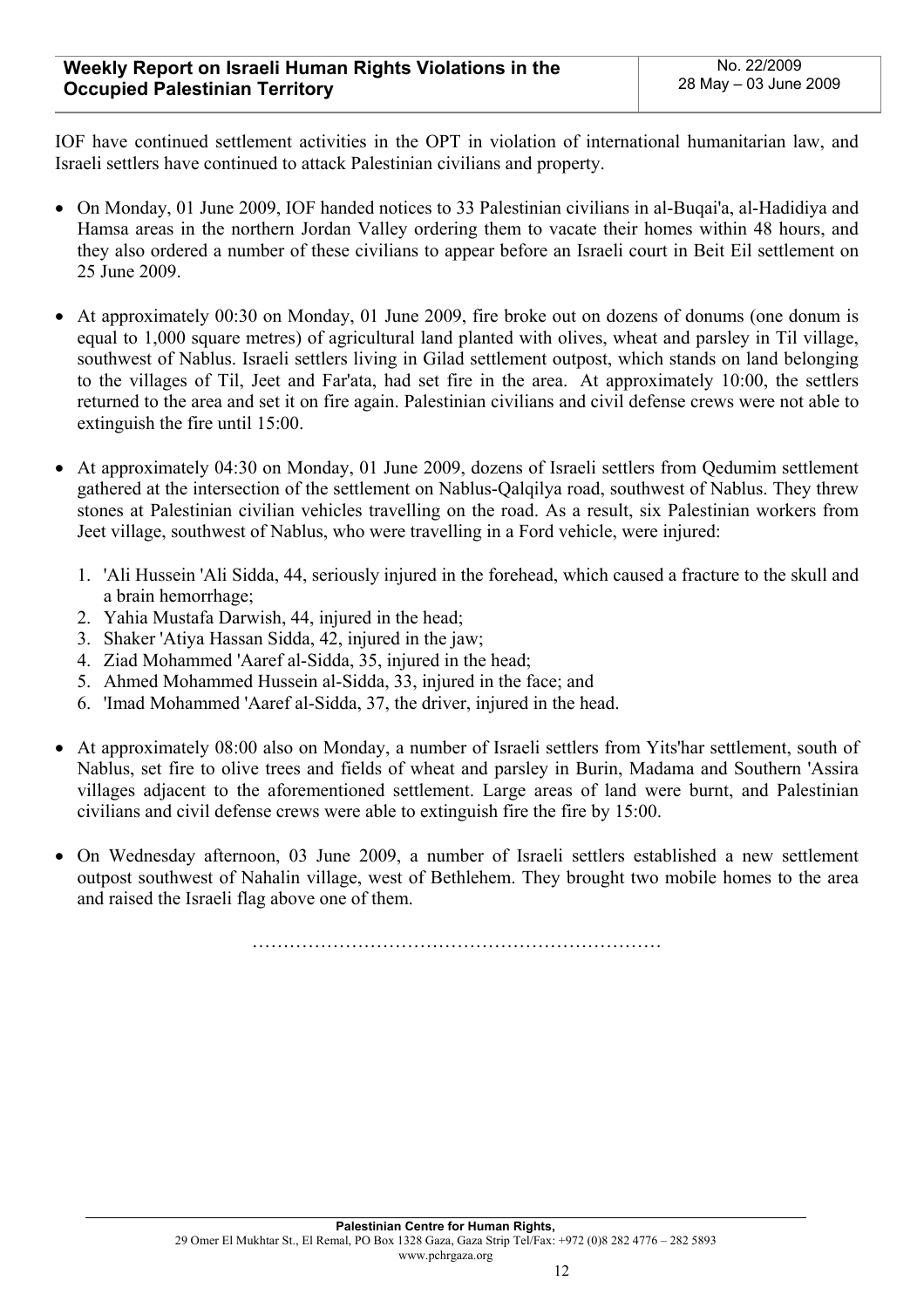IOF have continued settlement activities in the OPT in violation of international humanitarian law, and Israeli settlers have continued to attack Palestinian civilians and property.

- On Monday, 01 June 2009, IOF handed notices to 33 Palestinian civilians in al-Buqai'a, al-Hadidiya and Hamsa areas in the northern Jordan Valley ordering them to vacate their homes within 48 hours, and they also ordered a number of these civilians to appear before an Israeli court in Beit Eil settlement on 25 June 2009.

- At approximately 00:30 on Monday, 01 June 2009, fire broke out on dozens of donums (one donum is equal to 1,000 square metres) of agricultural land planted with olives, wheat and parsley in Til village, southwest of Nablus. Israeli settlers living in Gilad settlement outpost, which stands on land belonging to the villages of Til, Jeet and Far'ata, had set fire in the area. At approximately 10:00, the settlers returned to the area and set it on fire again. Palestinian civilians and civil defense crews were not able to extinguish the fire until 15:00.

- At approximately 04:30 on Monday, 01 June 2009, dozens of Israeli settlers from Qedumim settlement gathered at the intersection of the settlement on Nablus-Qalqilya road, southwest of Nablus. They threw stones at Palestinian civilian vehicles travelling on the road. As a result, six Palestinian workers from Jeet village, southwest of Nablus, who were travelling in a Ford vehicle, were injured:

  1. 'Ali Hussein 'Ali Sidda, 44, seriously injured in the forehead, which caused a fracture to the skull and a brain hemorrhage;
  2. Yahia Mustafa Darwish, 44, injured in the head;
  3. Shaker 'Atiya Hassan Sidda, 42, injured in the jaw;
  4. Ziad Mohammed 'Aaref al-Sidda, 35, injured in the head;
  5. Ahmed Mohammed Hussein al-Sidda, 33, injured in the face; and
  6. 'Imad Mohammed 'Aaref al-Sidda, 37, the driver, injured in the head.

- At approximately 08:00 also on Monday, a number of Israeli settlers from Yits'har settlement, south of Nablus, set fire to olive trees and fields of wheat and parsley in Burin, Madama and Southern 'Assira villages adjacent to the aforementioned settlement. Large areas of land were burnt, and Palestinian civilians and civil defense crews were able to extinguish fire the fire by 15:00.

- On Wednesday afternoon, 03 June 2009, a number of Israeli settlers established a new settlement outpost southwest of Nahalin village, west of Bethlehem. They brought two mobile homes to the area and raised the Israeli flag above one of them.

…………………………………………………………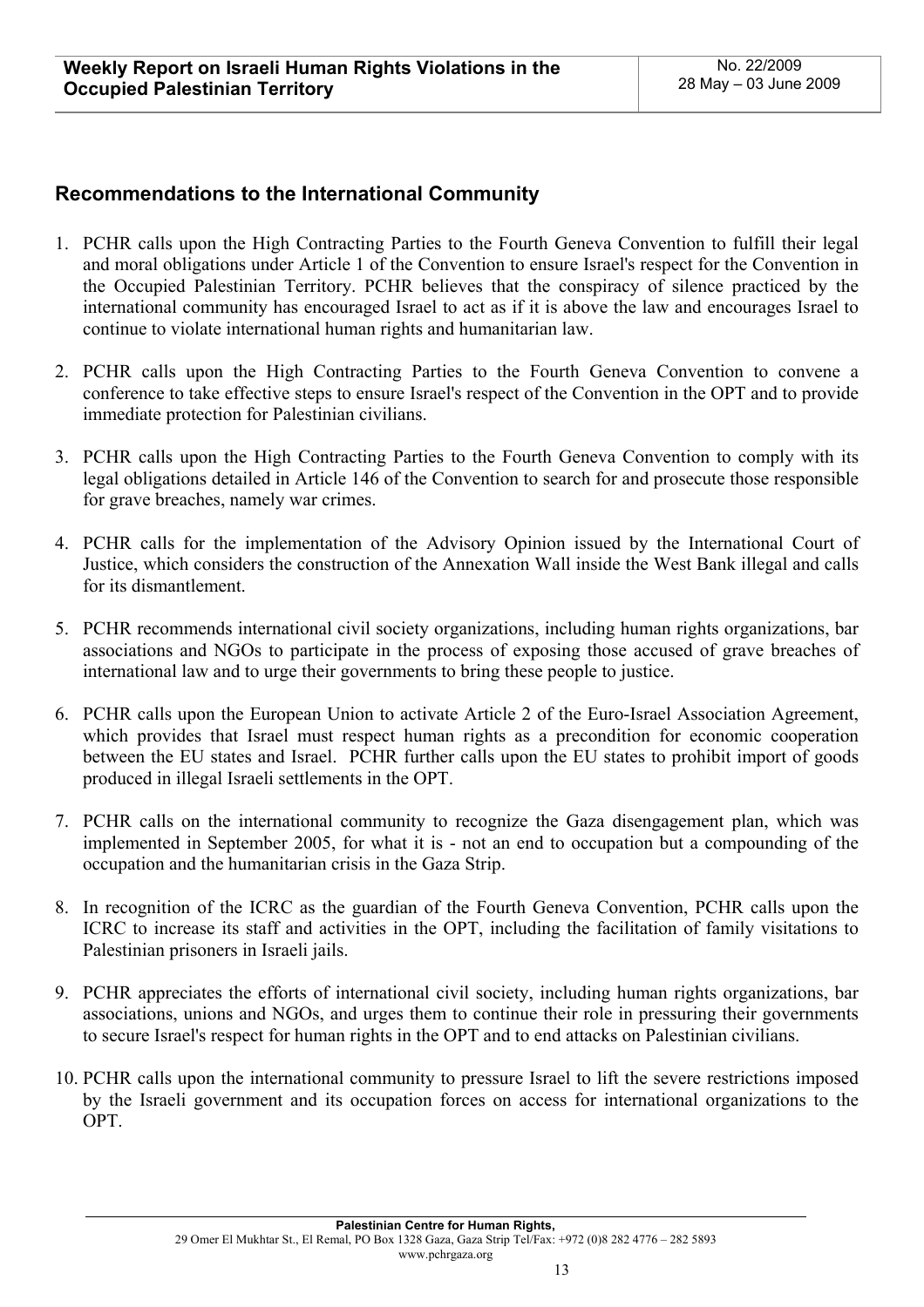## Recommendations to the International Community

1. PCHR calls upon the High Contracting Parties to the Fourth Geneva Convention to fulfill their legal and moral obligations under Article 1 of the Convention to ensure Israel's respect for the Convention in the Occupied Palestinian Territory. PCHR believes that the conspiracy of silence practiced by the international community has encouraged Israel to act as if it is above the law and encourages Israel to continue to violate international human rights and humanitarian law.

2. PCHR calls upon the High Contracting Parties to the Fourth Geneva Convention to convene a conference to take effective steps to ensure Israel's respect of the Convention in the OPT and to provide immediate protection for Palestinian civilians.

3. PCHR calls upon the High Contracting Parties to the Fourth Geneva Convention to comply with its legal obligations detailed in Article 146 of the Convention to search for and prosecute those responsible for grave breaches, namely war crimes.

4. PCHR calls for the implementation of the Advisory Opinion issued by the International Court of Justice, which considers the construction of the Annexation Wall inside the West Bank illegal and calls for its dismantlement.

5. PCHR recommends international civil society organizations, including human rights organizations, bar associations and NGOs to participate in the process of exposing those accused of grave breaches of international law and to urge their governments to bring these people to justice.

6. PCHR calls upon the European Union to activate Article 2 of the Euro-Israel Association Agreement, which provides that Israel must respect human rights as a precondition for economic cooperation between the EU states and Israel. PCHR further calls upon the EU states to prohibit import of goods produced in illegal Israeli settlements in the OPT.

7. PCHR calls on the international community to recognize the Gaza disengagement plan, which was implemented in September 2005, for what it is - not an end to occupation but a compounding of the occupation and the humanitarian crisis in the Gaza Strip.

8. In recognition of the ICRC as the guardian of the Fourth Geneva Convention, PCHR calls upon the ICRC to increase its staff and activities in the OPT, including the facilitation of family visitations to Palestinian prisoners in Israeli jails.

9. PCHR appreciates the efforts of international civil society, including human rights organizations, bar associations, unions and NGOs, and urges them to continue their role in pressuring their governments to secure Israel's respect for human rights in the OPT and to end attacks on Palestinian civilians.

10. PCHR calls upon the international community to pressure Israel to lift the severe restrictions imposed by the Israeli government and its occupation forces on access for international organizations to the OPT.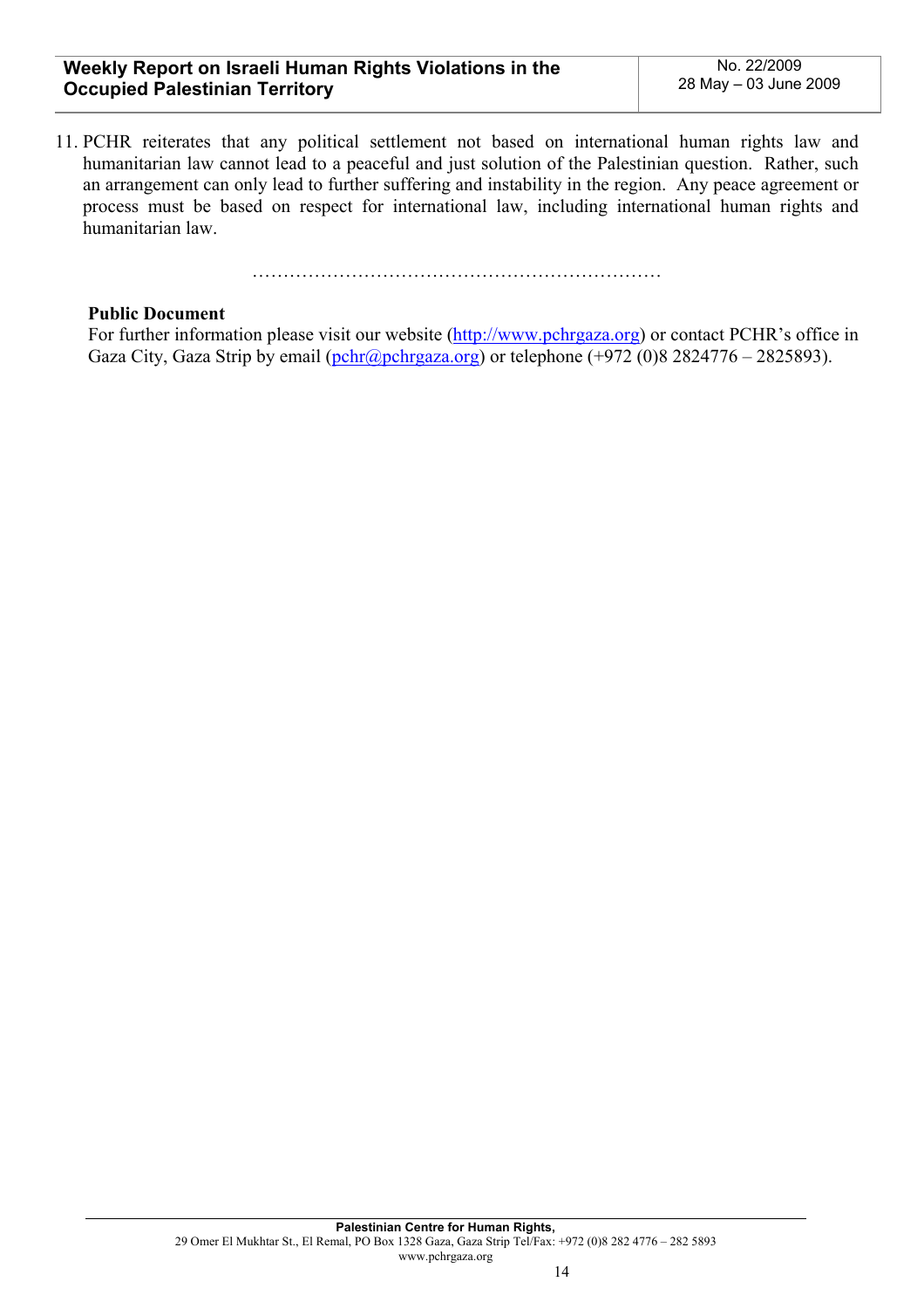11. PCHR reiterates that any political settlement not based on international human rights law and humanitarian law cannot lead to a peaceful and just solution of the Palestinian question. Rather, such an arrangement can only lead to further suffering and instability in the region. Any peace agreement or process must be based on respect for international law, including international human rights and humanitarian law.

…………………………………………………………

**Public Document**

For further information please visit our website (http://www.pchrgaza.org) or contact PCHR's office in Gaza City, Gaza Strip by email (pchr@pchrgaza.org) or telephone (+972 (0)8 2824776 – 2825893).